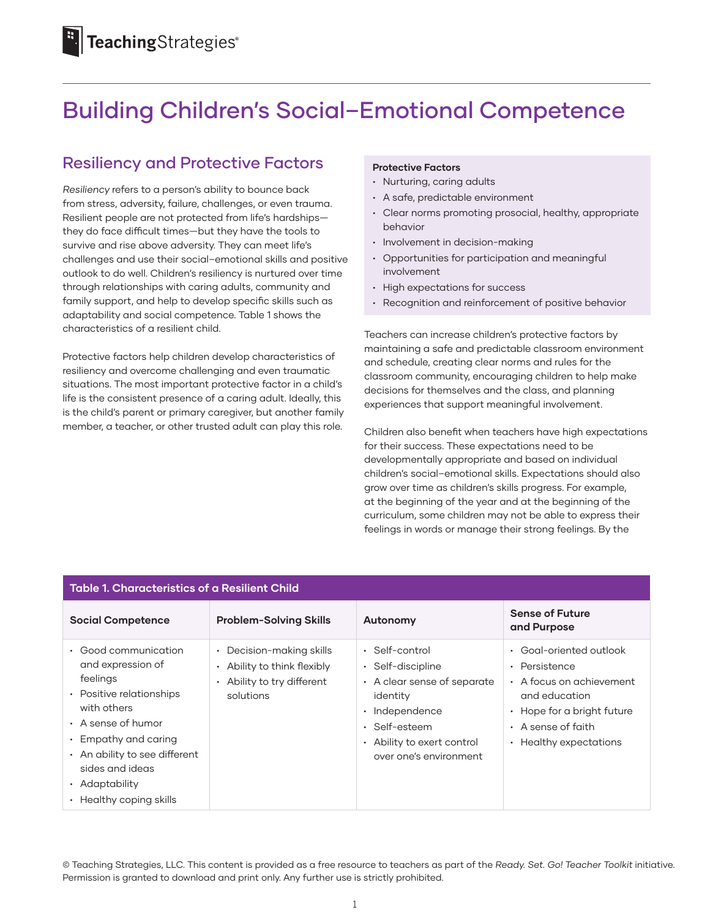# Building Children's Social–Emotional Competence

## Resiliency and Protective Factors

*Resiliency* refers to a person's ability to bounce back from stress, adversity, failure, challenges, or even trauma. Resilient people are not protected from life's hardships—they do face difficult times—but they have the tools to survive and rise above adversity. They can meet life's challenges and use their social–emotional skills and positive outlook to do well. Children's resiliency is nurtured over time through relationships with caring adults, community and family support, and help to develop specific skills such as adaptability and social competence. Table 1 shows the characteristics of a resilient child.

Protective factors help children develop characteristics of resiliency and overcome challenging and even traumatic situations. The most important protective factor in a child's life is the consistent presence of a caring adult. Ideally, this is the child's parent or primary caregiver, but another family member, a teacher, or other trusted adult can play this role.

**Protective Factors**

- Nurturing, caring adults
- A safe, predictable environment
- Clear norms promoting prosocial, healthy, appropriate behavior
- Involvement in decision-making
- Opportunities for participation and meaningful involvement
- High expectations for success
- Recognition and reinforcement of positive behavior

Teachers can increase children's protective factors by maintaining a safe and predictable classroom environment and schedule, creating clear norms and rules for the classroom community, encouraging children to help make decisions for themselves and the class, and planning experiences that support meaningful involvement.

Children also benefit when teachers have high expectations for their success. These expectations need to be developmentally appropriate and based on individual children's social–emotional skills. Expectations should also grow over time as children's skills progress. For example, at the beginning of the year and at the beginning of the curriculum, some children may not be able to express their feelings in words or manage their strong feelings. By the

**Table 1. Characteristics of a Resilient Child**

| Social Competence | Problem-Solving Skills | Autonomy | Sense of Future and Purpose |
|---|---|---|---|
| • Good communication and expression of feelings<br>• Positive relationships with others<br>• A sense of humor<br>• Empathy and caring<br>• An ability to see different sides and ideas<br>• Adaptability<br>• Healthy coping skills | • Decision-making skills<br>• Ability to think flexibly<br>• Ability to try different solutions | • Self-control<br>• Self-discipline<br>• A clear sense of separate identity<br>• Independence<br>• Self-esteem<br>• Ability to exert control over one's environment | • Goal-oriented outlook<br>• Persistence<br>• A focus on achievement and education<br>• Hope for a bright future<br>• A sense of faith<br>• Healthy expectations |

© Teaching Strategies, LLC. This content is provided as a free resource to teachers as part of the *Ready. Set. Go! Teacher Toolkit* initiative. Permission is granted to download and print only. Any further use is strictly prohibited.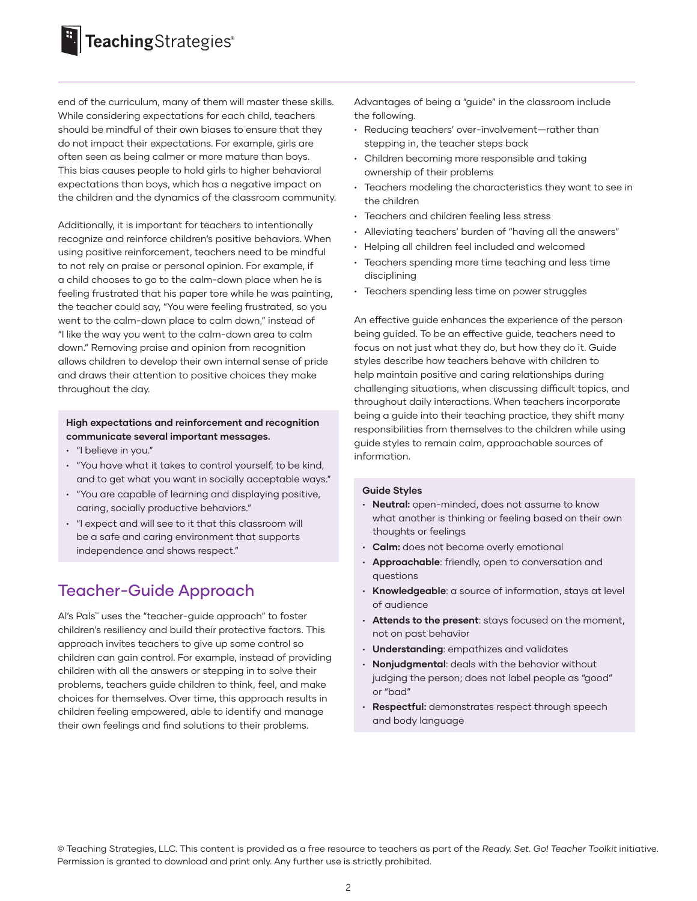end of the curriculum, many of them will master these skills. While considering expectations for each child, teachers should be mindful of their own biases to ensure that they do not impact their expectations. For example, girls are often seen as being calmer or more mature than boys. This bias causes people to hold girls to higher behavioral expectations than boys, which has a negative impact on the children and the dynamics of the classroom community.

Additionally, it is important for teachers to intentionally recognize and reinforce children's positive behaviors. When using positive reinforcement, teachers need to be mindful to not rely on praise or personal opinion. For example, if a child chooses to go to the calm-down place when he is feeling frustrated that his paper tore while he was painting, the teacher could say, "You were feeling frustrated, so you went to the calm-down place to calm down," instead of "I like the way you went to the calm-down area to calm down." Removing praise and opinion from recognition allows children to develop their own internal sense of pride and draws their attention to positive choices they make throughout the day.

**High expectations and reinforcement and recognition communicate several important messages.**

- "I believe in you."
- "You have what it takes to control yourself, to be kind, and to get what you want in socially acceptable ways."
- "You are capable of learning and displaying positive, caring, socially productive behaviors."
- "I expect and will see to it that this classroom will be a safe and caring environment that supports independence and shows respect."

## Teacher-Guide Approach

Al's Pals™ uses the "teacher-guide approach" to foster children's resiliency and build their protective factors. This approach invites teachers to give up some control so children can gain control. For example, instead of providing children with all the answers or stepping in to solve their problems, teachers guide children to think, feel, and make choices for themselves. Over time, this approach results in children feeling empowered, able to identify and manage their own feelings and find solutions to their problems.

Advantages of being a "guide" in the classroom include the following.

- Reducing teachers' over-involvement—rather than stepping in, the teacher steps back
- Children becoming more responsible and taking ownership of their problems
- Teachers modeling the characteristics they want to see in the children
- Teachers and children feeling less stress
- Alleviating teachers' burden of "having all the answers"
- Helping all children feel included and welcomed
- Teachers spending more time teaching and less time disciplining
- Teachers spending less time on power struggles

An effective guide enhances the experience of the person being guided. To be an effective guide, teachers need to focus on not just what they do, but how they do it. Guide styles describe how teachers behave with children to help maintain positive and caring relationships during challenging situations, when discussing difficult topics, and throughout daily interactions. When teachers incorporate being a guide into their teaching practice, they shift many responsibilities from themselves to the children while using guide styles to remain calm, approachable sources of information.

**Guide Styles**

- **Neutral:** open-minded, does not assume to know what another is thinking or feeling based on their own thoughts or feelings
- **Calm:** does not become overly emotional
- **Approachable**: friendly, open to conversation and questions
- **Knowledgeable**: a source of information, stays at level of audience
- **Attends to the present**: stays focused on the moment, not on past behavior
- **Understanding**: empathizes and validates
- **Nonjudgmental**: deals with the behavior without judging the person; does not label people as "good" or "bad"
- **Respectful:** demonstrates respect through speech and body language

© Teaching Strategies, LLC. This content is provided as a free resource to teachers as part of the *Ready. Set. Go! Teacher Toolkit* initiative. Permission is granted to download and print only. Any further use is strictly prohibited.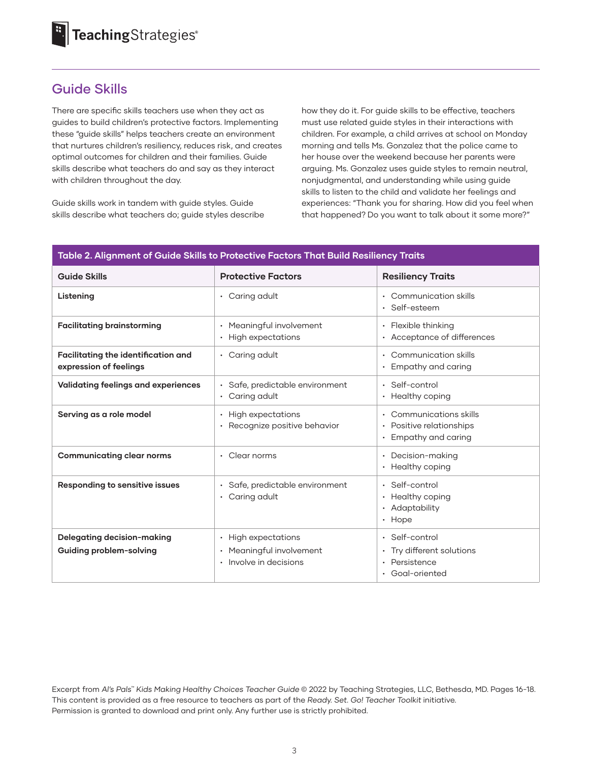## Guide Skills

There are specific skills teachers use when they act as guides to build children's protective factors. Implementing these "guide skills" helps teachers create an environment that nurtures children's resiliency, reduces risk, and creates optimal outcomes for children and their families. Guide skills describe what teachers do and say as they interact with children throughout the day.

Guide skills work in tandem with guide styles. Guide skills describe what teachers do; guide styles describe how they do it. For guide skills to be effective, teachers must use related guide styles in their interactions with children. For example, a child arrives at school on Monday morning and tells Ms. Gonzalez that the police came to her house over the weekend because her parents were arguing. Ms. Gonzalez uses guide styles to remain neutral, nonjudgmental, and understanding while using guide skills to listen to the child and validate her feelings and experiences: "Thank you for sharing. How did you feel when that happened? Do you want to talk about it some more?"

**Table 2. Alignment of Guide Skills to Protective Factors That Build Resiliency Traits**

| Guide Skills | Protective Factors | Resiliency Traits |
|---|---|---|
| **Listening** | • Caring adult | • Communication skills<br>• Self-esteem |
| **Facilitating brainstorming** | • Meaningful involvement<br>• High expectations | • Flexible thinking<br>• Acceptance of differences |
| **Facilitating the identification and expression of feelings** | • Caring adult | • Communication skills<br>• Empathy and caring |
| **Validating feelings and experiences** | • Safe, predictable environment<br>• Caring adult | • Self-control<br>• Healthy coping |
| **Serving as a role model** | • High expectations<br>• Recognize positive behavior | • Communications skills<br>• Positive relationships<br>• Empathy and caring |
| **Communicating clear norms** | • Clear norms | • Decision-making<br>• Healthy coping |
| **Responding to sensitive issues** | • Safe, predictable environment<br>• Caring adult | • Self-control<br>• Healthy coping<br>• Adaptability<br>• Hope |
| **Delegating decision-making**<br>**Guiding problem-solving** | • High expectations<br>• Meaningful involvement<br>• Involve in decisions | • Self-control<br>• Try different solutions<br>• Persistence<br>• Goal-oriented |

Excerpt from *Al's Pals™ Kids Making Healthy Choices Teacher Guide* © 2022 by Teaching Strategies, LLC, Bethesda, MD. Pages 16-18. This content is provided as a free resource to teachers as part of the *Ready. Set. Go! Teacher Toolkit* initiative. Permission is granted to download and print only. Any further use is strictly prohibited.